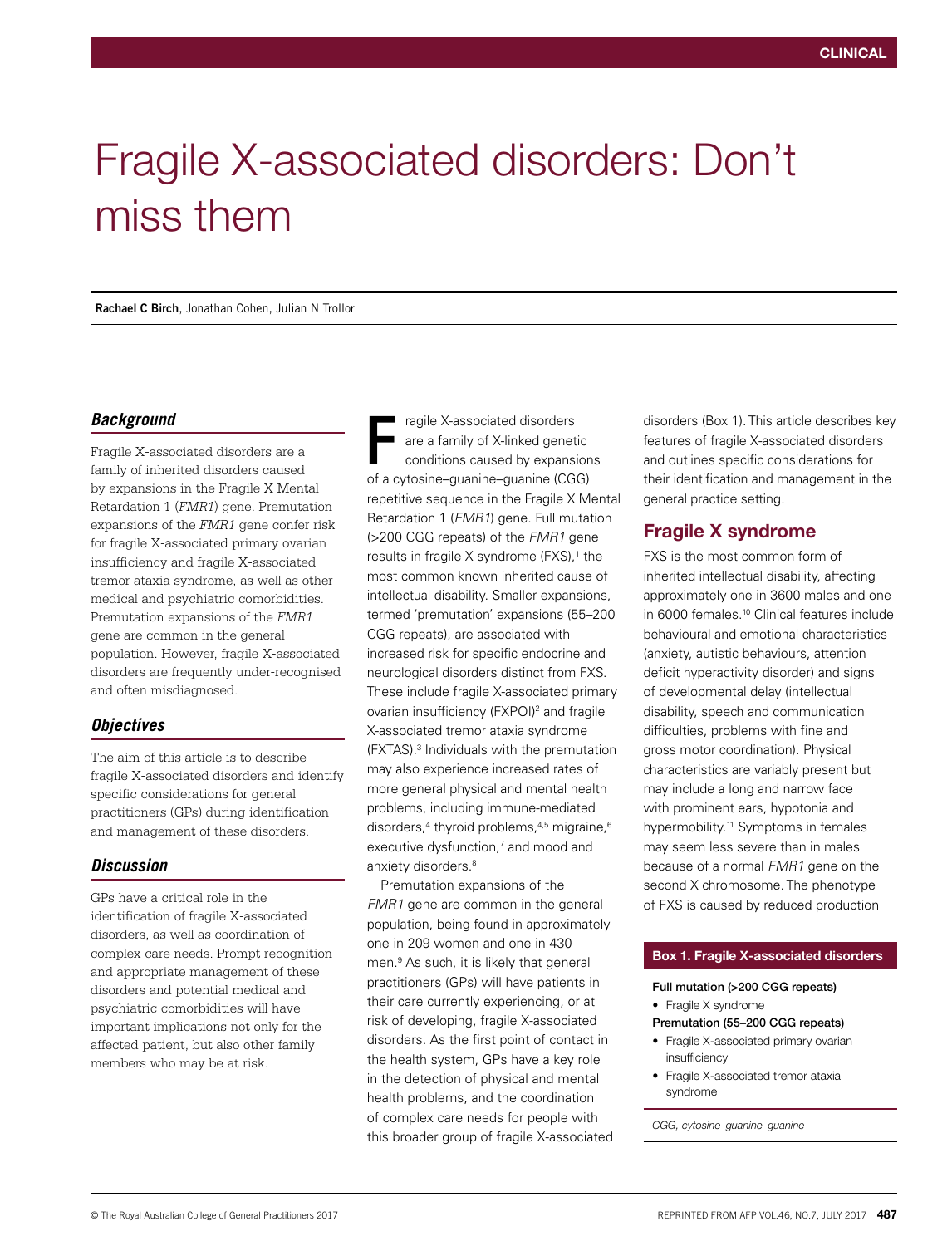# Fragile X-associated disorders: Don't miss them

**Rachael C Birch**, Jonathan Cohen, Julian N Trollor

## *Background*

Fragile X-associated disorders are a family of inherited disorders caused by expansions in the Fragile X Mental Retardation 1 (*FMR1*) gene. Premutation expansions of the *FMR1* gene confer risk for fragile X-associated primary ovarian insufficiency and fragile X-associated tremor ataxia syndrome, as well as other medical and psychiatric comorbidities. Premutation expansions of the *FMR1* gene are common in the general population. However, fragile X-associated disorders are frequently under-recognised and often misdiagnosed.

## *Objectives*

The aim of this article is to describe fragile X-associated disorders and identify specific considerations for general practitioners (GPs) during identification and management of these disorders.

## *Discussion*

GPs have a critical role in the identification of fragile X-associated disorders, as well as coordination of complex care needs. Prompt recognition and appropriate management of these disorders and potential medical and psychiatric comorbidities will have important implications not only for the affected patient, but also other family members who may be at risk.

Fragile X-associated disorders are a family of X-linked genetic conditions caused by expansions of a cytosine–guanine–guanine (CGG) repetitive sequence in the Fragile X Mental Retardation 1 (*FMR1*) gene. Full mutation (>200 CGG repeats) of the *FMR1* gene results in fragile X syndrome (FXS),[1] the most common known inherited cause of intellectual disability. Smaller expansions, termed 'premutation' expansions (55–200 CGG repeats), are associated with increased risk for specific endocrine and neurological disorders distinct from FXS. These include fragile X-associated primary ovarian insufficiency (FXPOI)[2] and fragile X-associated tremor ataxia syndrome (FXTAS).[3] Individuals with the premutation may also experience increased rates of more general physical and mental health problems, including immune-mediated disorders,[4] thyroid problems,[4,5] migraine,[6] executive dysfunction,[7] and mood and anxiety disorders.[8]

Premutation expansions of the *FMR1* gene are common in the general population, being found in approximately one in 209 women and one in 430 men.[9] As such, it is likely that general practitioners (GPs) will have patients in their care currently experiencing, or at risk of developing, fragile X-associated disorders. As the first point of contact in the health system, GPs have a key role in the detection of physical and mental health problems, and the coordination of complex care needs for people with this broader group of fragile X-associated disorders (Box 1). This article describes key features of fragile X-associated disorders and outlines specific considerations for their identification and management in the general practice setting.

## Fragile X syndrome

FXS is the most common form of inherited intellectual disability, affecting approximately one in 3600 males and one in 6000 females.[10] Clinical features include behavioural and emotional characteristics (anxiety, autistic behaviours, attention deficit hyperactivity disorder) and signs of developmental delay (intellectual disability, speech and communication difficulties, problems with fine and gross motor coordination). Physical characteristics are variably present but may include a long and narrow face with prominent ears, hypotonia and hypermobility.[11] Symptoms in females may seem less severe than in males because of a normal *FMR1* gene on the second X chromosome. The phenotype of FXS is caused by reduced production

**Box 1. Fragile X-associated disorders**

**Full mutation (>200 CGG repeats)**

- Fragile X syndrome

**Premutation (55–200 CGG repeats)**

- Fragile X-associated primary ovarian insufficiency
- Fragile X-associated tremor ataxia syndrome

*CGG, cytosine–guanine–guanine*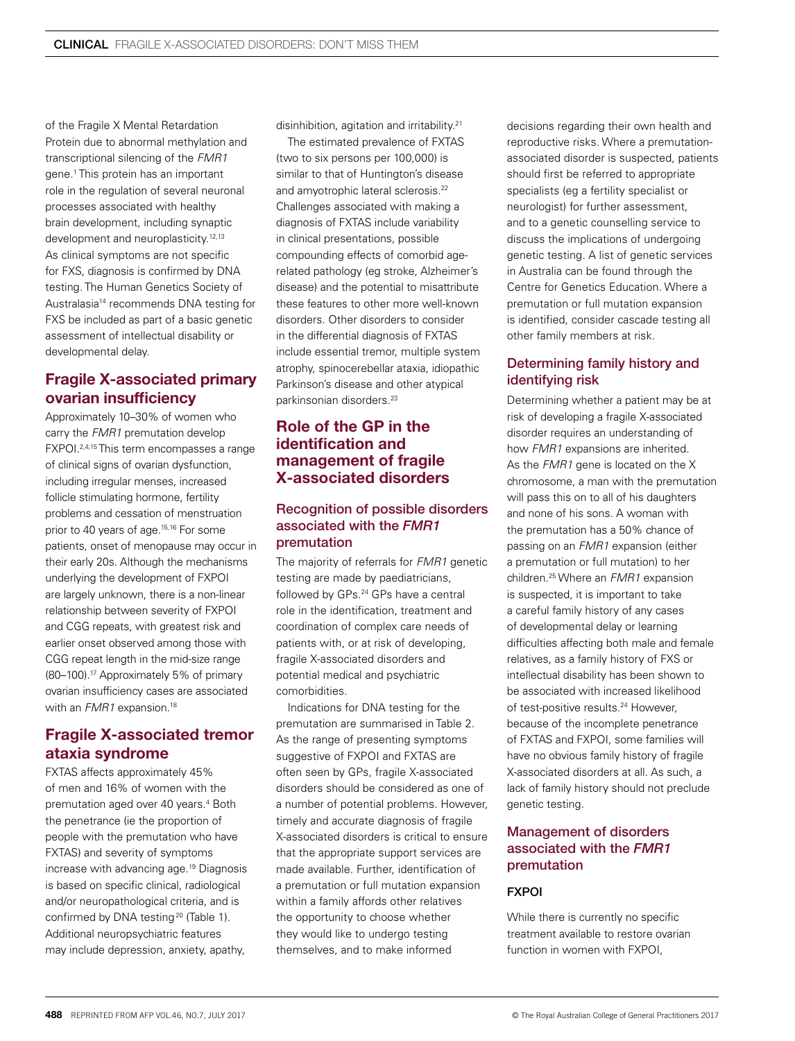of the Fragile X Mental Retardation Protein due to abnormal methylation and transcriptional silencing of the *FMR1* gene.[1] This protein has an important role in the regulation of several neuronal processes associated with healthy brain development, including synaptic development and neuroplasticity.[12,13] As clinical symptoms are not specific for FXS, diagnosis is confirmed by DNA testing. The Human Genetics Society of Australasia[14] recommends DNA testing for FXS be included as part of a basic genetic assessment of intellectual disability or developmental delay.

## Fragile X-associated primary ovarian insufficiency

Approximately 10–30% of women who carry the *FMR1* premutation develop FXPOI.[2,4,15] This term encompasses a range of clinical signs of ovarian dysfunction, including irregular menses, increased follicle stimulating hormone, fertility problems and cessation of menstruation prior to 40 years of age.[15,16] For some patients, onset of menopause may occur in their early 20s. Although the mechanisms underlying the development of FXPOI are largely unknown, there is a non-linear relationship between severity of FXPOI and CGG repeats, with greatest risk and earlier onset observed among those with CGG repeat length in the mid-size range (80–100).[17] Approximately 5% of primary ovarian insufficiency cases are associated with an *FMR1* expansion.[18]

## Fragile X-associated tremor ataxia syndrome

FXTAS affects approximately 45% of men and 16% of women with the premutation aged over 40 years.[4] Both the penetrance (ie the proportion of people with the premutation who have FXTAS) and severity of symptoms increase with advancing age.[19] Diagnosis is based on specific clinical, radiological and/or neuropathological criteria, and is confirmed by DNA testing[20] (Table 1). Additional neuropsychiatric features may include depression, anxiety, apathy, disinhibition, agitation and irritability.[21]

The estimated prevalence of FXTAS (two to six persons per 100,000) is similar to that of Huntington's disease and amyotrophic lateral sclerosis.[22] Challenges associated with making a diagnosis of FXTAS include variability in clinical presentations, possible compounding effects of comorbid age-related pathology (eg stroke, Alzheimer's disease) and the potential to misattribute these features to other more well-known disorders. Other disorders to consider in the differential diagnosis of FXTAS include essential tremor, multiple system atrophy, spinocerebellar ataxia, idiopathic Parkinson's disease and other atypical parkinsonian disorders.[23]

## Role of the GP in the identification and management of fragile X-associated disorders

### Recognition of possible disorders associated with the *FMR1* premutation

The majority of referrals for *FMR1* genetic testing are made by paediatricians, followed by GPs.[24] GPs have a central role in the identification, treatment and coordination of complex care needs of patients with, or at risk of developing, fragile X-associated disorders and potential medical and psychiatric comorbidities.

Indications for DNA testing for the premutation are summarised in Table 2. As the range of presenting symptoms suggestive of FXPOI and FXTAS are often seen by GPs, fragile X-associated disorders should be considered as one of a number of potential problems. However, timely and accurate diagnosis of fragile X-associated disorders is critical to ensure that the appropriate support services are made available. Further, identification of a premutation or full mutation expansion within a family affords other relatives the opportunity to choose whether they would like to undergo testing themselves, and to make informed decisions regarding their own health and reproductive risks. Where a premutation-associated disorder is suspected, patients should first be referred to appropriate specialists (eg a fertility specialist or neurologist) for further assessment, and to a genetic counselling service to discuss the implications of undergoing genetic testing. A list of genetic services in Australia can be found through the Centre for Genetics Education. Where a premutation or full mutation expansion is identified, consider cascade testing all other family members at risk.

### Determining family history and identifying risk

Determining whether a patient may be at risk of developing a fragile X-associated disorder requires an understanding of how *FMR1* expansions are inherited. As the *FMR1* gene is located on the X chromosome, a man with the premutation will pass this on to all of his daughters and none of his sons. A woman with the premutation has a 50% chance of passing on an *FMR1* expansion (either a premutation or full mutation) to her children.[25] Where an *FMR1* expansion is suspected, it is important to take a careful family history of any cases of developmental delay or learning difficulties affecting both male and female relatives, as a family history of FXS or intellectual disability has been shown to be associated with increased likelihood of test-positive results.[24] However, because of the incomplete penetrance of FXTAS and FXPOI, some families will have no obvious family history of fragile X-associated disorders at all. As such, a lack of family history should not preclude genetic testing.

### Management of disorders associated with the *FMR1* premutation

#### FXPOI

While there is currently no specific treatment available to restore ovarian function in women with FXPOI,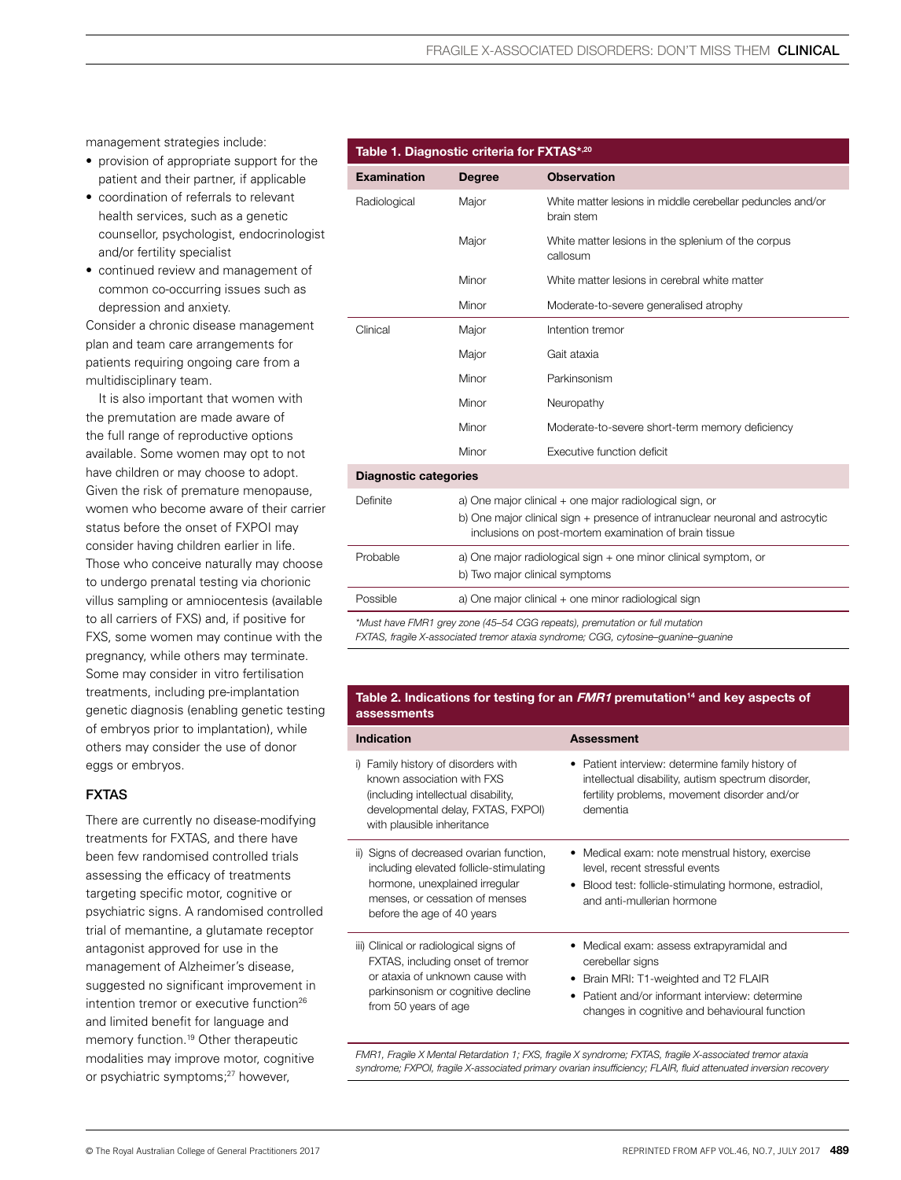management strategies include:

- provision of appropriate support for the patient and their partner, if applicable
- coordination of referrals to relevant health services, such as a genetic counsellor, psychologist, endocrinologist and/or fertility specialist
- continued review and management of common co-occurring issues such as depression and anxiety.

Consider a chronic disease management plan and team care arrangements for patients requiring ongoing care from a multidisciplinary team.

It is also important that women with the premutation are made aware of the full range of reproductive options available. Some women may opt to not have children or may choose to adopt. Given the risk of premature menopause, women who become aware of their carrier status before the onset of FXPOI may consider having children earlier in life. Those who conceive naturally may choose to undergo prenatal testing via chorionic villus sampling or amniocentesis (available to all carriers of FXS) and, if positive for FXS, some women may continue with the pregnancy, while others may terminate. Some may consider in vitro fertilisation treatments, including pre-implantation genetic diagnosis (enabling genetic testing of embryos prior to implantation), while others may consider the use of donor eggs or embryos.

### FXTAS

There are currently no disease-modifying treatments for FXTAS, and there have been few randomised controlled trials assessing the efficacy of treatments targeting specific motor, cognitive or psychiatric signs. A randomised controlled trial of memantine, a glutamate receptor antagonist approved for use in the management of Alzheimer's disease, suggested no significant improvement in intention tremor or executive function[26] and limited benefit for language and memory function.[19] Other therapeutic modalities may improve motor, cognitive or psychiatric symptoms;[27] however,

**Table 1. Diagnostic criteria for FXTAS*[,20]**

| Examination | Degree | Observation |
|---|---|---|
| Radiological | Major | White matter lesions in middle cerebellar peduncles and/or brain stem |
| | Major | White matter lesions in the splenium of the corpus callosum |
| | Minor | White matter lesions in cerebral white matter |
| | Minor | Moderate-to-severe generalised atrophy |
| Clinical | Major | Intention tremor |
| | Major | Gait ataxia |
| | Minor | Parkinsonism |
| | Minor | Neuropathy |
| | Minor | Moderate-to-severe short-term memory deficiency |
| | Minor | Executive function deficit |
| **Diagnostic categories** | | |
| Definite | a) One major clinical + one major radiological sign, or<br>b) One major clinical sign + presence of intranuclear neuronal and astrocytic inclusions on post-mortem examination of brain tissue | |
| Probable | a) One major radiological sign + one minor clinical symptom, or<br>b) Two major clinical symptoms | |
| Possible | a) One major clinical + one minor radiological sign | |

*Must have FMR1 grey zone (45–54 CGG repeats), premutation or full mutation*
*FXTAS, fragile X-associated tremor ataxia syndrome; CGG, cytosine–guanine–guanine*

**Table 2. Indications for testing for an *FMR1* premutation[14] and key aspects of assessments**

| Indication | Assessment |
|---|---|
| i) Family history of disorders with known association with FXS (including intellectual disability, developmental delay, FXTAS, FXPOI) with plausible inheritance | • Patient interview: determine family history of intellectual disability, autism spectrum disorder, fertility problems, movement disorder and/or dementia |
| ii) Signs of decreased ovarian function, including elevated follicle-stimulating hormone, unexplained irregular menses, or cessation of menses before the age of 40 years | • Medical exam: note menstrual history, exercise level, recent stressful events<br>• Blood test: follicle-stimulating hormone, estradiol, and anti-mullerian hormone |
| iii) Clinical or radiological signs of FXTAS, including onset of tremor or ataxia of unknown cause with parkinsonism or cognitive decline from 50 years of age | • Medical exam: assess extrapyramidal and cerebellar signs<br>• Brain MRI: T1-weighted and T2 FLAIR<br>• Patient and/or informant interview: determine changes in cognitive and behavioural function |

*FMR1, Fragile X Mental Retardation 1; FXS, fragile X syndrome; FXTAS, fragile X-associated tremor ataxia syndrome; FXPOI, fragile X-associated primary ovarian insufficiency; FLAIR, fluid attenuated inversion recovery*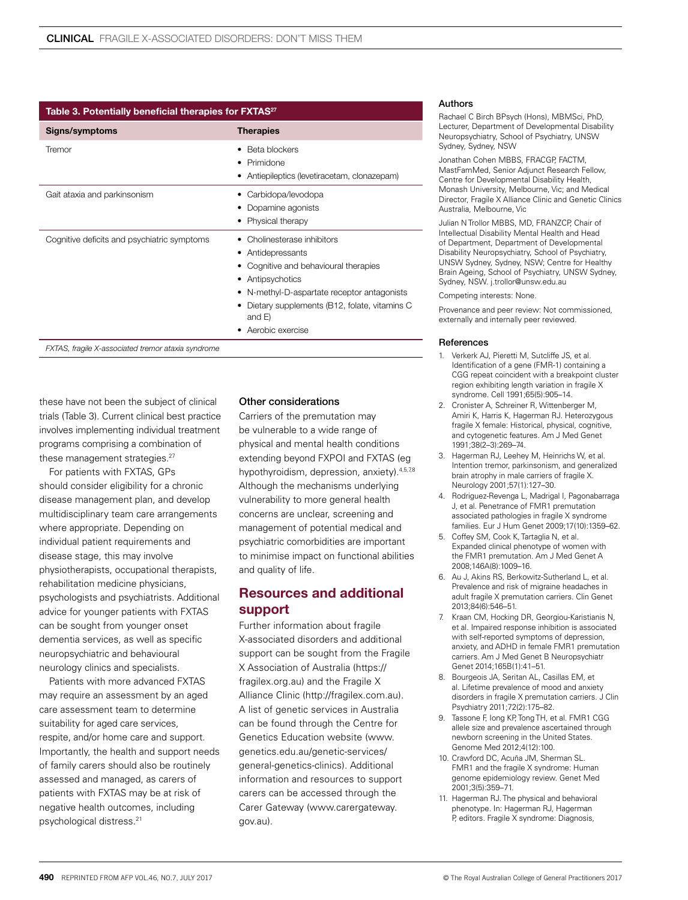**Table 3. Potentially beneficial therapies for FXTAS[27]**

| Signs/symptoms | Therapies |
|---|---|
| Tremor | • Beta blockers<br>• Primidone<br>• Antiepileptics (levetiracetam, clonazepam) |
| Gait ataxia and parkinsonism | • Carbidopa/levodopa<br>• Dopamine agonists<br>• Physical therapy |
| Cognitive deficits and psychiatric symptoms | • Cholinesterase inhibitors<br>• Antidepressants<br>• Cognitive and behavioural therapies<br>• Antipsychotics<br>• N-methyl-D-aspartate receptor antagonists<br>• Dietary supplements (B12, folate, vitamins C and E)<br>• Aerobic exercise |

*FXTAS, fragile X-associated tremor ataxia syndrome*

these have not been the subject of clinical trials (Table 3). Current clinical best practice involves implementing individual treatment programs comprising a combination of these management strategies.[27]

For patients with FXTAS, GPs should consider eligibility for a chronic disease management plan, and develop multidisciplinary team care arrangements where appropriate. Depending on individual patient requirements and disease stage, this may involve physiotherapists, occupational therapists, rehabilitation medicine physicians, psychologists and psychiatrists. Additional advice for younger patients with FXTAS can be sought from younger onset dementia services, as well as specific neuropsychiatric and behavioural neurology clinics and specialists.

Patients with more advanced FXTAS may require an assessment by an aged care assessment team to determine suitability for aged care services, respite, and/or home care and support. Importantly, the health and support needs of family carers should also be routinely assessed and managed, as carers of patients with FXTAS may be at risk of negative health outcomes, including psychological distress.[21]

### Other considerations

Carriers of the premutation may be vulnerable to a wide range of physical and mental health conditions extending beyond FXPOI and FXTAS (eg hypothyroidism, depression, anxiety).[4,5,7,8] Although the mechanisms underlying vulnerability to more general health concerns are unclear, screening and management of potential medical and psychiatric comorbidities are important to minimise impact on functional abilities and quality of life.

## Resources and additional support

Further information about fragile X-associated disorders and additional support can be sought from the Fragile X Association of Australia (https://fragilex.org.au) and the Fragile X Alliance Clinic (http://fragilex.com.au). A list of genetic services in Australia can be found through the Centre for Genetics Education website (www.genetics.edu.au/genetic-services/general-genetics-clinics). Additional information and resources to support carers can be accessed through the Carer Gateway (www.carergateway.gov.au).

### Authors

Rachael C Birch BPsych (Hons), MBMSci, PhD, Lecturer, Department of Developmental Disability Neuropsychiatry, School of Psychiatry, UNSW Sydney, Sydney, NSW

Jonathan Cohen MBBS, FRACGP, FACTM, MastFamMed, Senior Adjunct Research Fellow, Centre for Developmental Disability Health, Monash University, Melbourne, Vic; and Medical Director, Fragile X Alliance Clinic and Genetic Clinics Australia, Melbourne, Vic

Julian N Trollor MBBS, MD, FRANZCP, Chair of Intellectual Disability Mental Health and Head of Department, Department of Developmental Disability Neuropsychiatry, School of Psychiatry, UNSW Sydney, Sydney, NSW; Centre for Healthy Brain Ageing, School of Psychiatry, UNSW Sydney, Sydney, NSW. j.trollor@unsw.edu.au

Competing interests: None.

Provenance and peer review: Not commissioned, externally and internally peer reviewed.

### References

1. Verkerk AJ, Pieretti M, Sutcliffe JS, et al. Identification of a gene (FMR-1) containing a CGG repeat coincident with a breakpoint cluster region exhibiting length variation in fragile X syndrome. Cell 1991;65(5):905–14.
2. Cronister A, Schreiner R, Wittenberger M, Amiri K, Harris K, Hagerman RJ. Heterozygous fragile X female: Historical, physical, cognitive, and cytogenetic features. Am J Med Genet 1991;38(2–3):269–74.
3. Hagerman RJ, Leehey M, Heinrichs W, et al. Intention tremor, parkinsonism, and generalized brain atrophy in male carriers of fragile X. Neurology 2001;57(1):127–30.
4. Rodriguez-Revenga L, Madrigal I, Pagonabarraga J, et al. Penetrance of FMR1 premutation associated pathologies in fragile X syndrome families. Eur J Hum Genet 2009;17(10):1359–62.
5. Coffey SM, Cook K, Tartaglia N, et al. Expanded clinical phenotype of women with the FMR1 premutation. Am J Med Genet A 2008;146A(8):1009–16.
6. Au J, Akins RS, Berkowitz-Sutherland L, et al. Prevalence and risk of migraine headaches in adult fragile X premutation carriers. Clin Genet 2013;84(6):546–51.
7. Kraan CM, Hocking DR, Georgiou-Karistianis N, et al. Impaired response inhibition is associated with self-reported symptoms of depression, anxiety, and ADHD in female FMR1 premutation carriers. Am J Med Genet B Neuropsychiatr Genet 2014;165B(1):41–51.
8. Bourgeois JA, Seritan AL, Casillas EM, et al. Lifetime prevalence of mood and anxiety disorders in fragile X premutation carriers. J Clin Psychiatry 2011;72(2):175–82.
9. Tassone F, Iong KP, Tong TH, et al. FMR1 CGG allele size and prevalence ascertained through newborn screening in the United States. Genome Med 2012;4(12):100.
10. Crawford DC, Acuña JM, Sherman SL. FMR1 and the fragile X syndrome: Human genome epidemiology review. Genet Med 2001;3(5):359–71.
11. Hagerman RJ. The physical and behavioral phenotype. In: Hagerman RJ, Hagerman P, editors. Fragile X syndrome: Diagnosis,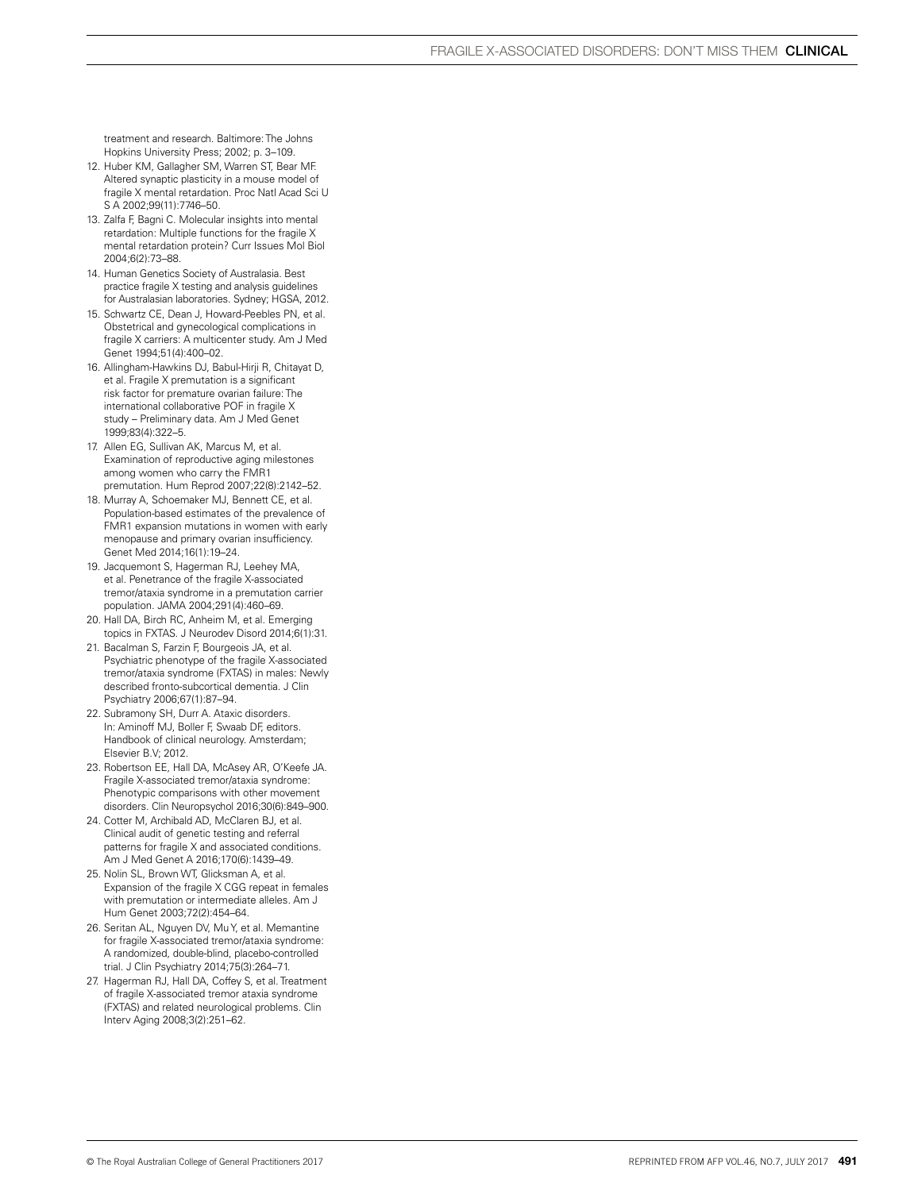treatment and research. Baltimore: The Johns Hopkins University Press; 2002; p. 3–109.

12. Huber KM, Gallagher SM, Warren ST, Bear MF. Altered synaptic plasticity in a mouse model of fragile X mental retardation. Proc Natl Acad Sci U S A 2002;99(11):7746–50.
13. Zalfa F, Bagni C. Molecular insights into mental retardation: Multiple functions for the fragile X mental retardation protein? Curr Issues Mol Biol 2004;6(2):73–88.
14. Human Genetics Society of Australasia. Best practice fragile X testing and analysis guidelines for Australasian laboratories. Sydney; HGSA, 2012.
15. Schwartz CE, Dean J, Howard-Peebles PN, et al. Obstetrical and gynecological complications in fragile X carriers: A multicenter study. Am J Med Genet 1994;51(4):400–02.
16. Allingham-Hawkins DJ, Babul-Hirji R, Chitayat D, et al. Fragile X premutation is a significant risk factor for premature ovarian failure: The international collaborative POF in fragile X study – Preliminary data. Am J Med Genet 1999;83(4):322–5.
17. Allen EG, Sullivan AK, Marcus M, et al. Examination of reproductive aging milestones among women who carry the FMR1 premutation. Hum Reprod 2007;22(8):2142–52.
18. Murray A, Schoemaker MJ, Bennett CE, et al. Population-based estimates of the prevalence of FMR1 expansion mutations in women with early menopause and primary ovarian insufficiency. Genet Med 2014;16(1):19–24.
19. Jacquemont S, Hagerman RJ, Leehey MA, et al. Penetrance of the fragile X-associated tremor/ataxia syndrome in a premutation carrier population. JAMA 2004;291(4):460–69.
20. Hall DA, Birch RC, Anheim M, et al. Emerging topics in FXTAS. J Neurodev Disord 2014;6(1):31.
21. Bacalman S, Farzin F, Bourgeois JA, et al. Psychiatric phenotype of the fragile X-associated tremor/ataxia syndrome (FXTAS) in males: Newly described fronto-subcortical dementia. J Clin Psychiatry 2006;67(1):87–94.
22. Subramony SH, Durr A. Ataxic disorders. In: Aminoff MJ, Boller F, Swaab DF, editors. Handbook of clinical neurology. Amsterdam; Elsevier B.V; 2012.
23. Robertson EE, Hall DA, McAsey AR, O'Keefe JA. Fragile X-associated tremor/ataxia syndrome: Phenotypic comparisons with other movement disorders. Clin Neuropsychol 2016;30(6):849–900.
24. Cotter M, Archibald AD, McClaren BJ, et al. Clinical audit of genetic testing and referral patterns for fragile X and associated conditions. Am J Med Genet A 2016;170(6):1439–49.
25. Nolin SL, Brown WT, Glicksman A, et al. Expansion of the fragile X CGG repeat in females with premutation or intermediate alleles. Am J Hum Genet 2003;72(2):454–64.
26. Seritan AL, Nguyen DV, Mu Y, et al. Memantine for fragile X-associated tremor/ataxia syndrome: A randomized, double-blind, placebo-controlled trial. J Clin Psychiatry 2014;75(3):264–71.
27. Hagerman RJ, Hall DA, Coffey S, et al. Treatment of fragile X-associated tremor ataxia syndrome (FXTAS) and related neurological problems. Clin Interv Aging 2008;3(2):251–62.